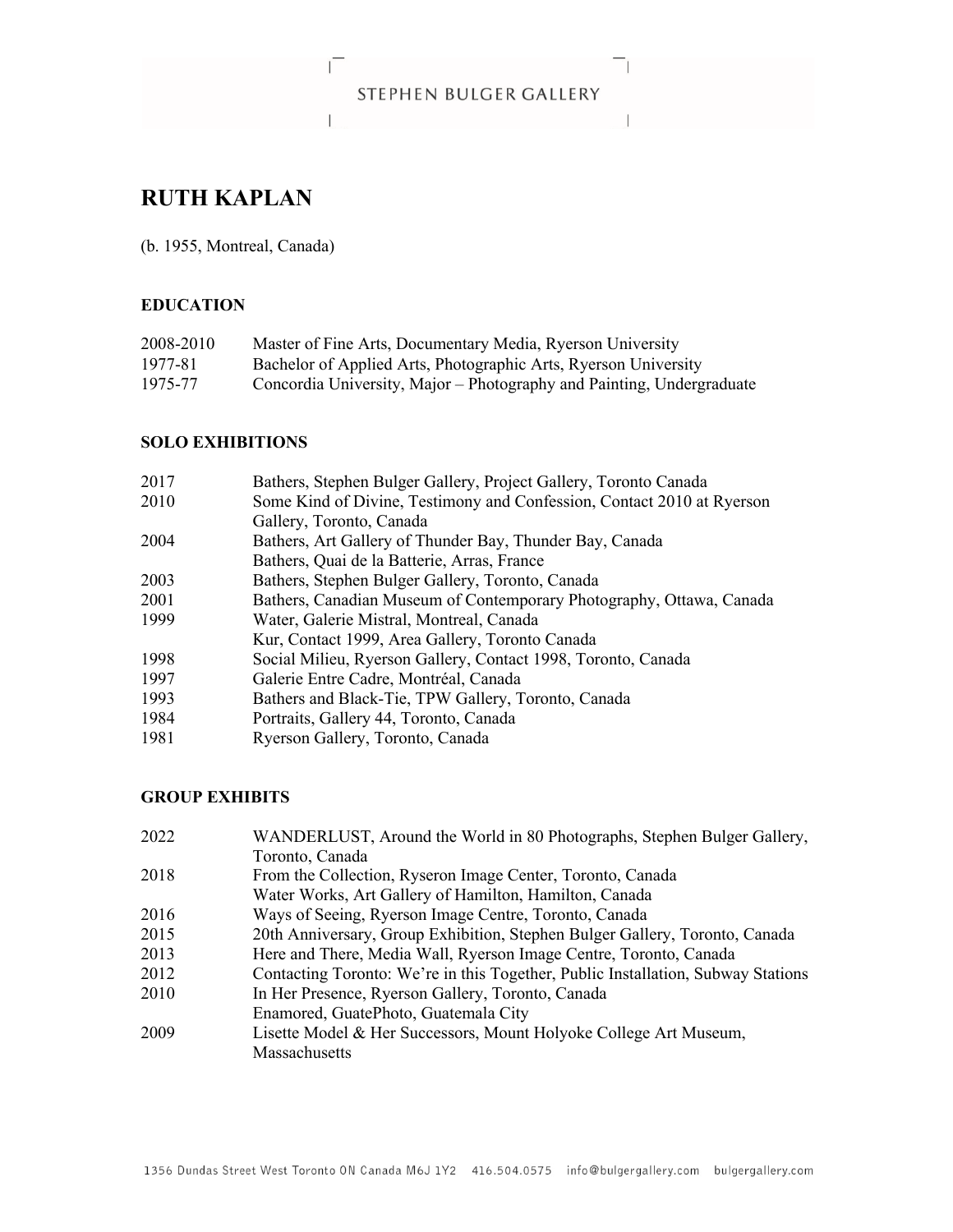# RUTH KAPLAN

(b. 1955, Montreal, Canada)

## EDUCATION

| | |
|---|---|
| 2008-2010 | Master of Fine Arts, Documentary Media, Ryerson University |
| 1977-81 | Bachelor of Applied Arts, Photographic Arts, Ryerson University |
| 1975-77 | Concordia University, Major – Photography and Painting, Undergraduate |

## SOLO EXHIBITIONS

| | |
|---|---|
| 2017 | Bathers, Stephen Bulger Gallery, Project Gallery, Toronto Canada |
| 2010 | Some Kind of Divine, Testimony and Confession, Contact 2010 at Ryerson Gallery, Toronto, Canada |
| 2004 | Bathers, Art Gallery of Thunder Bay, Thunder Bay, Canada |
| | Bathers, Quai de la Batterie, Arras, France |
| 2003 | Bathers, Stephen Bulger Gallery, Toronto, Canada |
| 2001 | Bathers, Canadian Museum of Contemporary Photography, Ottawa, Canada |
| 1999 | Water, Galerie Mistral, Montreal, Canada |
| | Kur, Contact 1999, Area Gallery, Toronto Canada |
| 1998 | Social Milieu, Ryerson Gallery, Contact 1998, Toronto, Canada |
| 1997 | Galerie Entre Cadre, Montréal, Canada |
| 1993 | Bathers and Black-Tie, TPW Gallery, Toronto, Canada |
| 1984 | Portraits, Gallery 44, Toronto, Canada |
| 1981 | Ryerson Gallery, Toronto, Canada |

## GROUP EXHIBITS

| | |
|---|---|
| 2022 | WANDERLUST, Around the World in 80 Photographs, Stephen Bulger Gallery, Toronto, Canada |
| 2018 | From the Collection, Ryseron Image Center, Toronto, Canada |
| | Water Works, Art Gallery of Hamilton, Hamilton, Canada |
| 2016 | Ways of Seeing, Ryerson Image Centre, Toronto, Canada |
| 2015 | 20th Anniversary, Group Exhibition, Stephen Bulger Gallery, Toronto, Canada |
| 2013 | Here and There, Media Wall, Ryerson Image Centre, Toronto, Canada |
| 2012 | Contacting Toronto: We're in this Together, Public Installation, Subway Stations |
| 2010 | In Her Presence, Ryerson Gallery, Toronto, Canada |
| | Enamored, GuatePhoto, Guatemala City |
| 2009 | Lisette Model & Her Successors, Mount Holyoke College Art Museum, Massachusetts |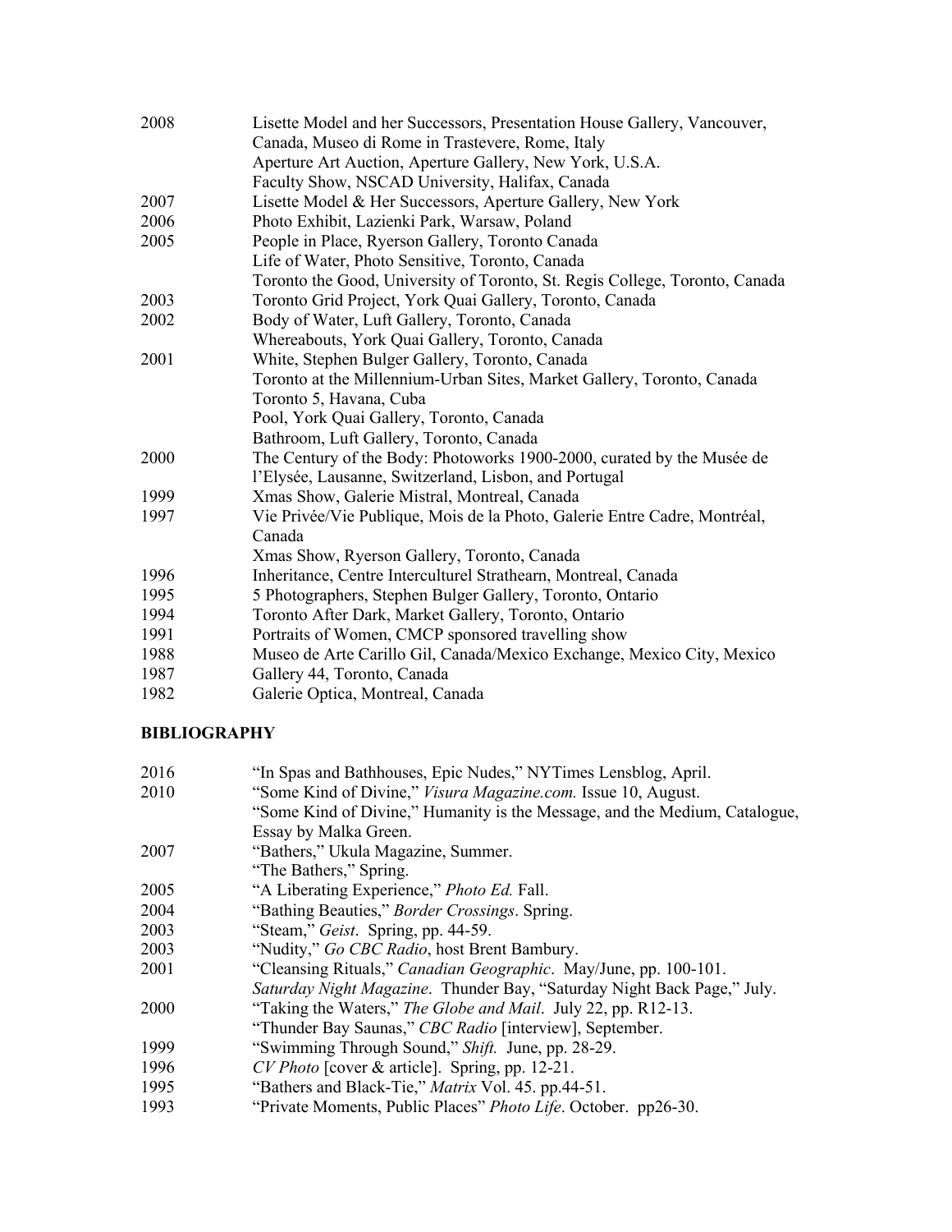| | |
|---|---|
| 2008 | Lisette Model and her Successors, Presentation House Gallery, Vancouver, Canada, Museo di Rome in Trastevere, Rome, Italy |
| | Aperture Art Auction, Aperture Gallery, New York, U.S.A. |
| | Faculty Show, NSCAD University, Halifax, Canada |
| 2007 | Lisette Model & Her Successors, Aperture Gallery, New York |
| 2006 | Photo Exhibit, Lazienki Park, Warsaw, Poland |
| 2005 | People in Place, Ryerson Gallery, Toronto Canada |
| | Life of Water, Photo Sensitive, Toronto, Canada |
| | Toronto the Good, University of Toronto, St. Regis College, Toronto, Canada |
| 2003 | Toronto Grid Project, York Quai Gallery, Toronto, Canada |
| 2002 | Body of Water, Luft Gallery, Toronto, Canada |
| | Whereabouts, York Quai Gallery, Toronto, Canada |
| 2001 | White, Stephen Bulger Gallery, Toronto, Canada |
| | Toronto at the Millennium-Urban Sites, Market Gallery, Toronto, Canada |
| | Toronto 5, Havana, Cuba |
| | Pool, York Quai Gallery, Toronto, Canada |
| | Bathroom, Luft Gallery, Toronto, Canada |
| 2000 | The Century of the Body: Photoworks 1900-2000, curated by the Musée de l'Elysée, Lausanne, Switzerland, Lisbon, and Portugal |
| 1999 | Xmas Show, Galerie Mistral, Montreal, Canada |
| 1997 | Vie Privée/Vie Publique, Mois de la Photo, Galerie Entre Cadre, Montréal, Canada |
| | Xmas Show, Ryerson Gallery, Toronto, Canada |
| 1996 | Inheritance, Centre Interculturel Strathearn, Montreal, Canada |
| 1995 | 5 Photographers, Stephen Bulger Gallery, Toronto, Ontario |
| 1994 | Toronto After Dark, Market Gallery, Toronto, Ontario |
| 1991 | Portraits of Women, CMCP sponsored travelling show |
| 1988 | Museo de Arte Carillo Gil, Canada/Mexico Exchange, Mexico City, Mexico |
| 1987 | Gallery 44, Toronto, Canada |
| 1982 | Galerie Optica, Montreal, Canada |

## BIBLIOGRAPHY

| | |
|---|---|
| 2016 | "In Spas and Bathhouses, Epic Nudes," NYTimes Lensblog, April. |
| 2010 | "Some Kind of Divine," *Visura Magazine.com.* Issue 10, August. |
| | "Some Kind of Divine," Humanity is the Message, and the Medium, Catalogue, Essay by Malka Green. |
| 2007 | "Bathers," Ukula Magazine, Summer. |
| | "The Bathers," Spring. |
| 2005 | "A Liberating Experience," *Photo Ed.* Fall. |
| 2004 | "Bathing Beauties," *Border Crossings*. Spring. |
| 2003 | "Steam," *Geist*. Spring, pp. 44-59. |
| 2003 | "Nudity," *Go CBC Radio*, host Brent Bambury. |
| 2001 | "Cleansing Rituals," *Canadian Geographic*. May/June, pp. 100-101. |
| | *Saturday Night Magazine*. Thunder Bay, "Saturday Night Back Page," July. |
| 2000 | "Taking the Waters," *The Globe and Mail*. July 22, pp. R12-13. |
| | "Thunder Bay Saunas," *CBC Radio* [interview], September. |
| 1999 | "Swimming Through Sound," *Shift.* June, pp. 28-29. |
| 1996 | *CV Photo* [cover & article]. Spring, pp. 12-21. |
| 1995 | "Bathers and Black-Tie," *Matrix* Vol. 45. pp.44-51. |
| 1993 | "Private Moments, Public Places" *Photo Life*. October. pp26-30. |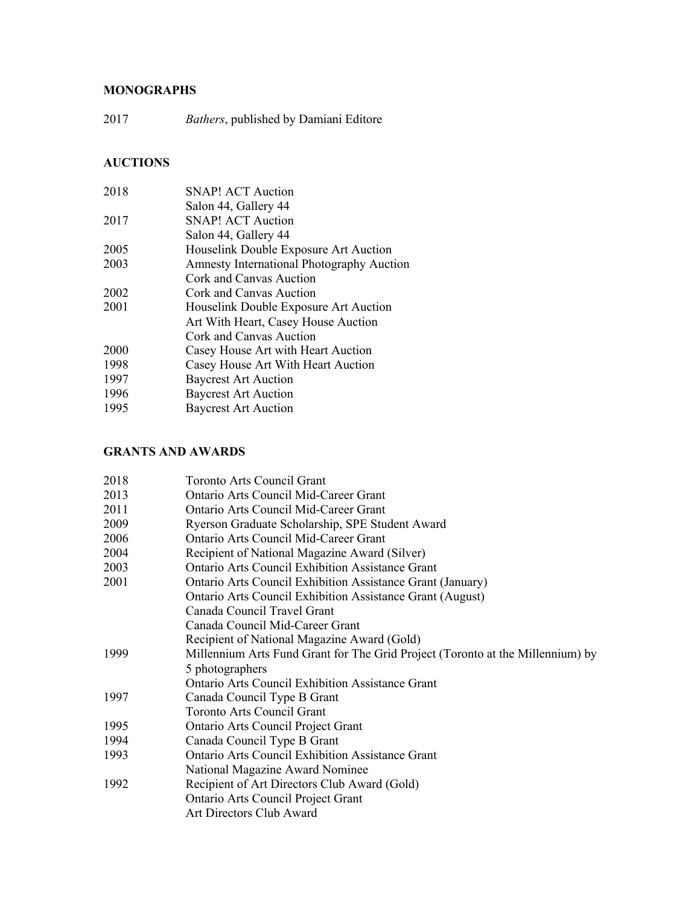## MONOGRAPHS

2017 *Bathers*, published by Damiani Editore

## AUCTIONS

| | |
|---|---|
| 2018 | SNAP! ACT Auction |
| | Salon 44, Gallery 44 |
| 2017 | SNAP! ACT Auction |
| | Salon 44, Gallery 44 |
| 2005 | Houselink Double Exposure Art Auction |
| 2003 | Amnesty International Photography Auction |
| | Cork and Canvas Auction |
| 2002 | Cork and Canvas Auction |
| 2001 | Houselink Double Exposure Art Auction |
| | Art With Heart, Casey House Auction |
| | Cork and Canvas Auction |
| 2000 | Casey House Art with Heart Auction |
| 1998 | Casey House Art With Heart Auction |
| 1997 | Baycrest Art Auction |
| 1996 | Baycrest Art Auction |
| 1995 | Baycrest Art Auction |

## GRANTS AND AWARDS

| | |
|---|---|
| 2018 | Toronto Arts Council Grant |
| 2013 | Ontario Arts Council Mid-Career Grant |
| 2011 | Ontario Arts Council Mid-Career Grant |
| 2009 | Ryerson Graduate Scholarship, SPE Student Award |
| 2006 | Ontario Arts Council Mid-Career Grant |
| 2004 | Recipient of National Magazine Award (Silver) |
| 2003 | Ontario Arts Council Exhibition Assistance Grant |
| 2001 | Ontario Arts Council Exhibition Assistance Grant (January) |
| | Ontario Arts Council Exhibition Assistance Grant (August) |
| | Canada Council Travel Grant |
| | Canada Council Mid-Career Grant |
| | Recipient of National Magazine Award (Gold) |
| 1999 | Millennium Arts Fund Grant for The Grid Project (Toronto at the Millennium) by 5 photographers |
| | Ontario Arts Council Exhibition Assistance Grant |
| 1997 | Canada Council Type B Grant |
| | Toronto Arts Council Grant |
| 1995 | Ontario Arts Council Project Grant |
| 1994 | Canada Council Type B Grant |
| 1993 | Ontario Arts Council Exhibition Assistance Grant |
| | National Magazine Award Nominee |
| 1992 | Recipient of Art Directors Club Award (Gold) |
| | Ontario Arts Council Project Grant |
| | Art Directors Club Award |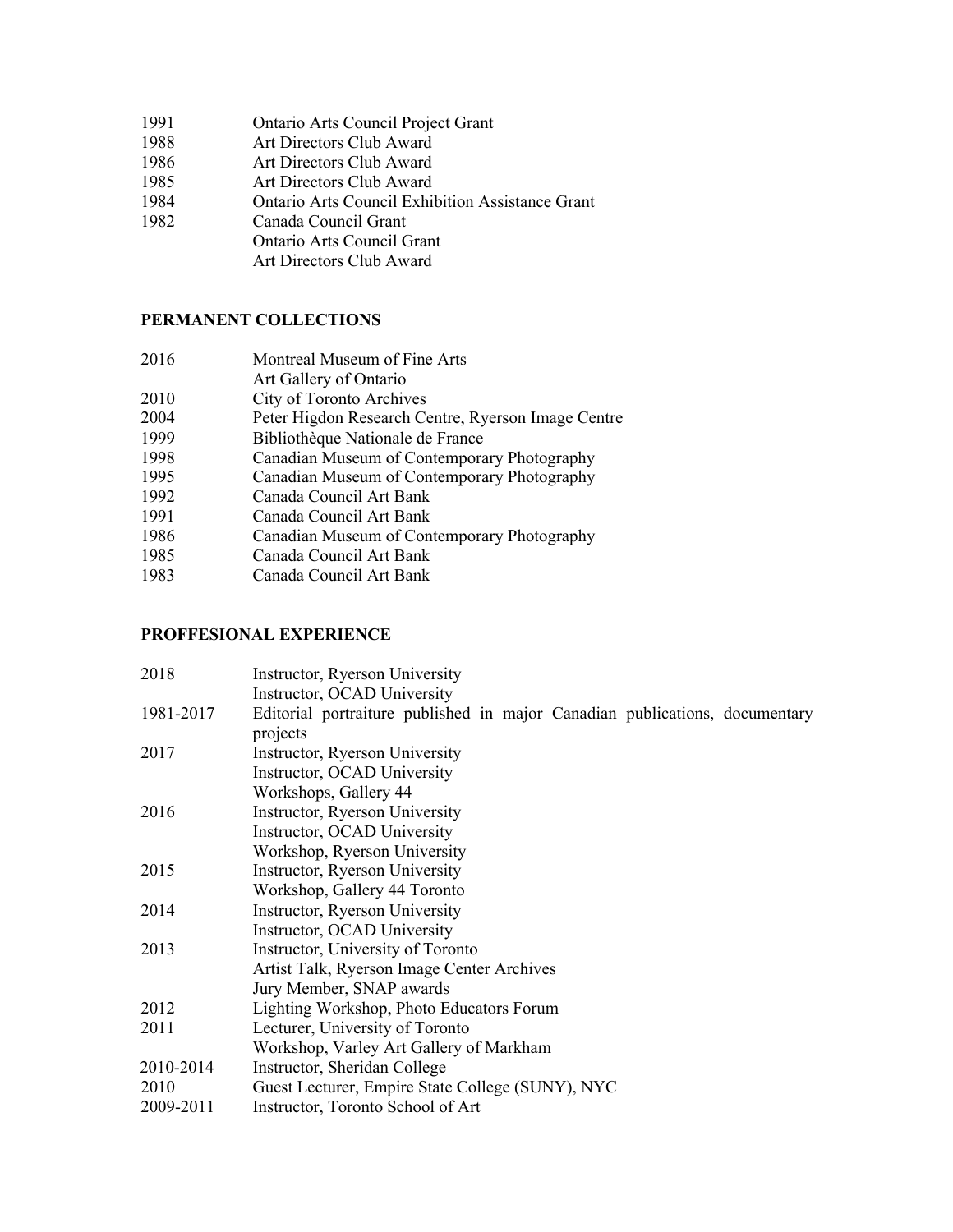| | |
|---|---|
| 1991 | Ontario Arts Council Project Grant |
| 1988 | Art Directors Club Award |
| 1986 | Art Directors Club Award |
| 1985 | Art Directors Club Award |
| 1984 | Ontario Arts Council Exhibition Assistance Grant |
| 1982 | Canada Council Grant |
| | Ontario Arts Council Grant |
| | Art Directors Club Award |

**PERMANENT COLLECTIONS**

| | |
|---|---|
| 2016 | Montreal Museum of Fine Arts |
| | Art Gallery of Ontario |
| 2010 | City of Toronto Archives |
| 2004 | Peter Higdon Research Centre, Ryerson Image Centre |
| 1999 | Bibliothèque Nationale de France |
| 1998 | Canadian Museum of Contemporary Photography |
| 1995 | Canadian Museum of Contemporary Photography |
| 1992 | Canada Council Art Bank |
| 1991 | Canada Council Art Bank |
| 1986 | Canadian Museum of Contemporary Photography |
| 1985 | Canada Council Art Bank |
| 1983 | Canada Council Art Bank |

**PROFFESIONAL EXPERIENCE**

| | |
|---|---|
| 2018 | Instructor, Ryerson University |
| | Instructor, OCAD University |
| 1981-2017 | Editorial portraiture published in major Canadian publications, documentary projects |
| 2017 | Instructor, Ryerson University |
| | Instructor, OCAD University |
| | Workshops, Gallery 44 |
| 2016 | Instructor, Ryerson University |
| | Instructor, OCAD University |
| | Workshop, Ryerson University |
| 2015 | Instructor, Ryerson University |
| | Workshop, Gallery 44 Toronto |
| 2014 | Instructor, Ryerson University |
| | Instructor, OCAD University |
| 2013 | Instructor, University of Toronto |
| | Artist Talk, Ryerson Image Center Archives |
| | Jury Member, SNAP awards |
| 2012 | Lighting Workshop, Photo Educators Forum |
| 2011 | Lecturer, University of Toronto |
| | Workshop, Varley Art Gallery of Markham |
| 2010-2014 | Instructor, Sheridan College |
| 2010 | Guest Lecturer, Empire State College (SUNY), NYC |
| 2009-2011 | Instructor, Toronto School of Art |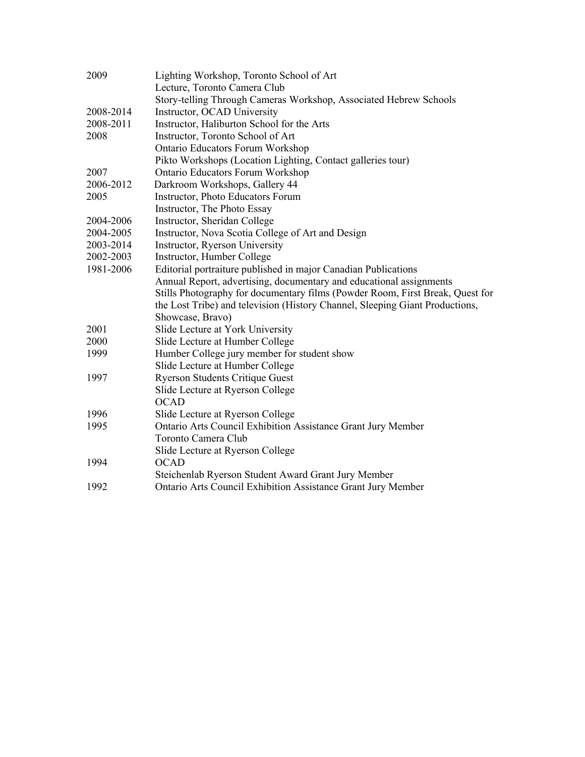| | |
|---|---|
| 2009 | Lighting Workshop, Toronto School of Art |
| | Lecture, Toronto Camera Club |
| | Story-telling Through Cameras Workshop, Associated Hebrew Schools |
| 2008-2014 | Instructor, OCAD University |
| 2008-2011 | Instructor, Haliburton School for the Arts |
| 2008 | Instructor, Toronto School of Art |
| | Ontario Educators Forum Workshop |
| | Pikto Workshops (Location Lighting, Contact galleries tour) |
| 2007 | Ontario Educators Forum Workshop |
| 2006-2012 | Darkroom Workshops, Gallery 44 |
| 2005 | Instructor, Photo Educators Forum |
| | Instructor, The Photo Essay |
| 2004-2006 | Instructor, Sheridan College |
| 2004-2005 | Instructor, Nova Scotia College of Art and Design |
| 2003-2014 | Instructor, Ryerson University |
| 2002-2003 | Instructor, Humber College |
| 1981-2006 | Editorial portraiture published in major Canadian Publications |
| | Annual Report, advertising, documentary and educational assignments |
| | Stills Photography for documentary films (Powder Room, First Break, Quest for the Lost Tribe) and television (History Channel, Sleeping Giant Productions, Showcase, Bravo) |
| 2001 | Slide Lecture at York University |
| 2000 | Slide Lecture at Humber College |
| 1999 | Humber College jury member for student show |
| | Slide Lecture at Humber College |
| 1997 | Ryerson Students Critique Guest |
| | Slide Lecture at Ryerson College |
| | OCAD |
| 1996 | Slide Lecture at Ryerson College |
| 1995 | Ontario Arts Council Exhibition Assistance Grant Jury Member |
| | Toronto Camera Club |
| | Slide Lecture at Ryerson College |
| 1994 | OCAD |
| | Steichenlab Ryerson Student Award Grant Jury Member |
| 1992 | Ontario Arts Council Exhibition Assistance Grant Jury Member |